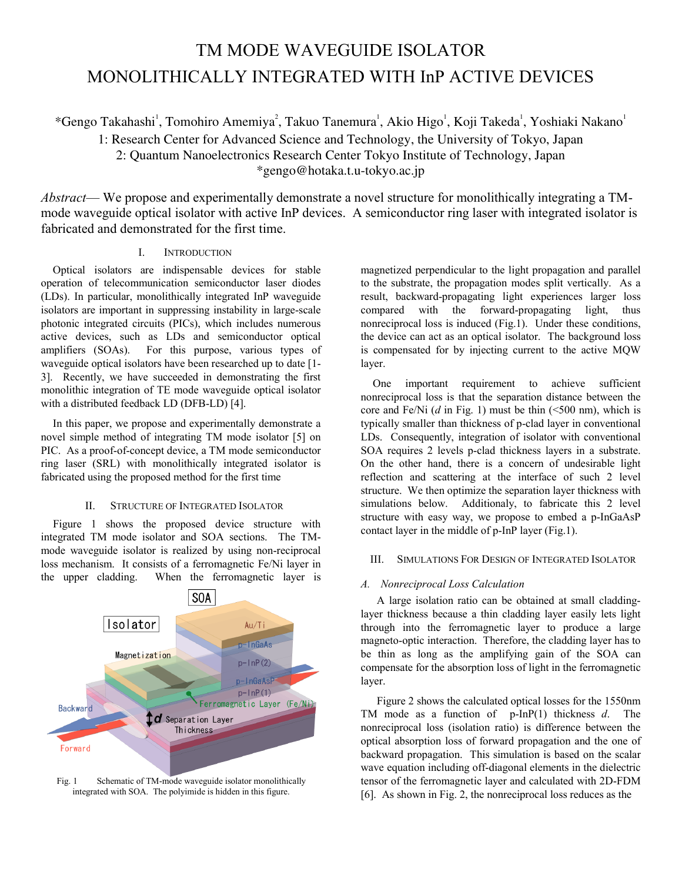# TM MODE WAVEGUIDE ISOLATOR MONOLITHICALLY INTEGRATED WITH InP ACTIVE DEVICES

*Gengo Takahashi[1], Tomohiro Amemiya[2], Takuo Tanemura[1], Akio Higo[1], Koji Takeda[1], Yoshiaki Nakano[1]

1: Research Center for Advanced Science and Technology, the University of Tokyo, Japan

2: Quantum Nanoelectronics Research Center Tokyo Institute of Technology, Japan

*gengo@hotaka.t.u-tokyo.ac.jp

*Abstract*— We propose and experimentally demonstrate a novel structure for monolithically integrating a TM-mode waveguide optical isolator with active InP devices. A semiconductor ring laser with integrated isolator is fabricated and demonstrated for the first time.

## I. Introduction

Optical isolators are indispensable devices for stable operation of telecommunication semiconductor laser diodes (LDs). In particular, monolithically integrated InP waveguide isolators are important in suppressing instability in large-scale photonic integrated circuits (PICs), which includes numerous active devices, such as LDs and semiconductor optical amplifiers (SOAs). For this purpose, various types of waveguide optical isolators have been researched up to date [1-3]. Recently, we have succeeded in demonstrating the first monolithic integration of TE mode waveguide optical isolator with a distributed feedback LD (DFB-LD) [4].

In this paper, we propose and experimentally demonstrate a novel simple method of integrating TM mode isolator [5] on PIC. As a proof-of-concept device, a TM mode semiconductor ring laser (SRL) with monolithically integrated isolator is fabricated using the proposed method for the first time

## II. Structure of Integrated Isolator

Figure 1 shows the proposed device structure with integrated TM mode isolator and SOA sections. The TM-mode waveguide isolator is realized by using non-reciprocal loss mechanism. It consists of a ferromagnetic Fe/Ni layer in the upper cladding. When the ferromagnetic layer is magnetized perpendicular to the light propagation and parallel to the substrate, the propagation modes split vertically. As a result, backward-propagating light experiences larger loss compared with the forward-propagating light, thus nonreciprocal loss is induced (Fig.1). Under these conditions, the device can act as an optical isolator. The background loss is compensated for by injecting current to the active MQW layer.

Fig. 1 Schematic of TM-mode waveguide isolator monolithically integrated with SOA. The polyimide is hidden in this figure.

One important requirement to achieve sufficient nonreciprocal loss is that the separation distance between the core and Fe/Ni (*d* in Fig. 1) must be thin (<500 nm), which is typically smaller than thickness of p-clad layer in conventional LDs. Consequently, integration of isolator with conventional SOA requires 2 levels p-clad thickness layers in a substrate. On the other hand, there is a concern of undesirable light reflection and scattering at the interface of such 2 level structure. We then optimize the separation layer thickness with simulations below. Additionaly, to fabricate this 2 level structure with easy way, we propose to embed a p-InGaAsP contact layer in the middle of p-InP layer (Fig.1).

## III. Simulations For Design of Integrated Isolator

### A. Nonreciprocal Loss Calculation

A large isolation ratio can be obtained at small cladding-layer thickness because a thin cladding layer easily lets light through into the ferromagnetic layer to produce a large magneto-optic interaction. Therefore, the cladding layer has to be thin as long as the amplifying gain of the SOA can compensate for the absorption loss of light in the ferromagnetic layer.

Figure 2 shows the calculated optical losses for the 1550nm TM mode as a function of p-InP(1) thickness *d*. The nonreciprocal loss (isolation ratio) is difference between the optical absorption loss of forward propagation and the one of backward propagation. This simulation is based on the scalar wave equation including off-diagonal elements in the dielectric tensor of the ferromagnetic layer and calculated with 2D-FDM [6]. As shown in Fig. 2, the nonreciprocal loss reduces as the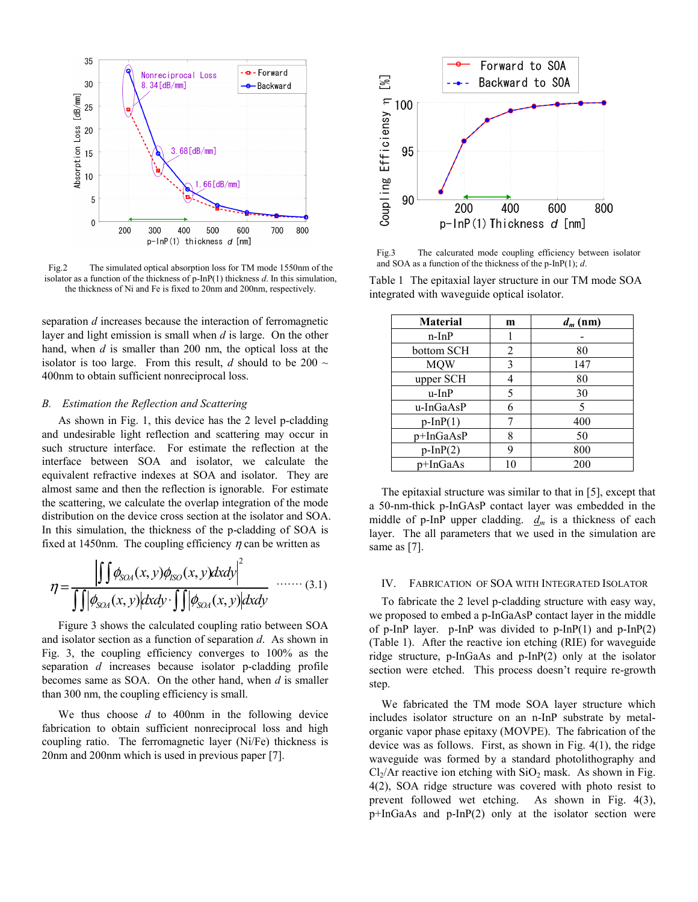Fig.2 The simulated optical absorption loss for TM mode 1550nm of the isolator as a function of the thickness of p-InP(1) thickness *d*. In this simulation, the thickness of Ni and Fe is fixed to 20nm and 200nm, respectively.

separation *d* increases because the interaction of ferromagnetic layer and light emission is small when *d* is large. On the other hand, when *d* is smaller than 200 nm, the optical loss at the isolator is too large. From this result, *d* should to be 200 ~ 400nm to obtain sufficient nonreciprocal loss.

### *B. Estimation the Reflection and Scattering*

As shown in Fig. 1, this device has the 2 level p-cladding and undesirable light reflection and scattering may occur in such structure interface. For estimate the reflection at the interface between SOA and isolator, we calculate the equivalent refractive indexes at SOA and isolator. They are almost same and then the reflection is ignorable. For estimate the scattering, we calculate the overlap integration of the mode distribution on the device cross section at the isolator and SOA. In this simulation, the thickness of the p-cladding of SOA is fixed at 1450nm. The coupling efficiency $\eta$ can be written as

$$\eta = \frac{\left| \iint \phi_{SOA}(x,y)\phi_{ISO}(x,y)dxdy \right|^2}{\iint \left|\phi_{SOA}(x,y)\right| dxdy \cdot \iint \left|\phi_{SOA}(x,y)\right| dxdy} \quad \cdots\cdots (3.1)$$

Figure 3 shows the calculated coupling ratio between SOA and isolator section as a function of separation *d*. As shown in Fig. 3, the coupling efficiency converges to 100% as the separation *d* increases because isolator p-cladding profile becomes same as SOA. On the other hand, when *d* is smaller than 300 nm, the coupling efficiency is small.

We thus choose *d* to 400nm in the following device fabrication to obtain sufficient nonreciprocal loss and high coupling ratio. The ferromagnetic layer (Ni/Fe) thickness is 20nm and 200nm which is used in previous paper [7].

Fig.3 The calcurated mode coupling efficiency between isolator and SOA as a function of the thickness of the p-InP(1); *d*.

Table 1 The epitaxial layer structure in our TM mode SOA integrated with waveguide optical isolator.

| Material | m | $d_m$ (nm) |
|---|---|---|
| n-InP | 1 | - |
| bottom SCH | 2 | 80 |
| MQW | 3 | 147 |
| upper SCH | 4 | 80 |
| u-InP | 5 | 30 |
| u-InGaAsP | 6 | 5 |
| p-InP(1) | 7 | 400 |
| p+InGaAsP | 8 | 50 |
| p-InP(2) | 9 | 800 |
| p+InGaAs | 10 | 200 |

The epitaxial structure was similar to that in [5], except that a 50-nm-thick p-InGaAsP contact layer was embedded in the middle of p-InP upper cladding. $d_m$ is a thickness of each layer. The all parameters that we used in the simulation are same as [7].

## IV. Fabrication of SOA with Integrated Isolator

To fabricate the 2 level p-cladding structure with easy way, we proposed to embed a p-InGaAsP contact layer in the middle of p-InP layer. p-InP was divided to p-InP(1) and p-InP(2) (Table 1). After the reactive ion etching (RIE) for waveguide ridge structure, p-InGaAs and p-InP(2) only at the isolator section were etched. This process doesn't require re-growth step.

We fabricated the TM mode SOA layer structure which includes isolator structure on an n-InP substrate by metal-organic vapor phase epitaxy (MOVPE). The fabrication of the device was as follows. First, as shown in Fig. 4(1), the ridge waveguide was formed by a standard photolithography and $Cl_2$/Ar reactive ion etching with $SiO_2$ mask. As shown in Fig. 4(2), SOA ridge structure was covered with photo resist to prevent followed wet etching. As shown in Fig. 4(3), p+InGaAs and p-InP(2) only at the isolator section were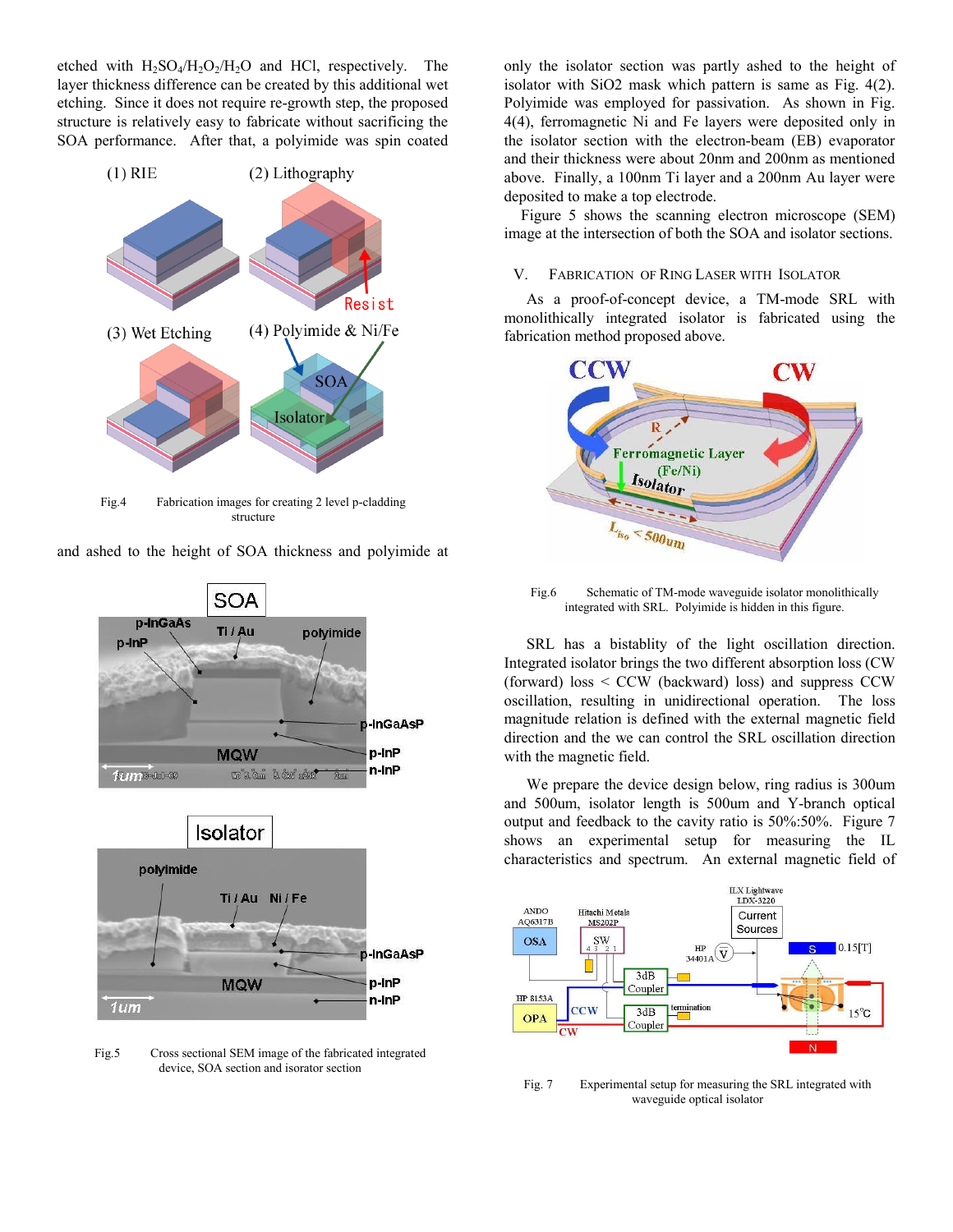etched with $H_2SO_4/H_2O_2/H_2O$ and HCl, respectively. The layer thickness difference can be created by this additional wet etching. Since it does not require re-growth step, the proposed structure is relatively easy to fabricate without sacrificing the SOA performance. After that, a polyimide was spin coated and ashed to the height of SOA thickness and polyimide at only the isolator section was partly ashed to the height of isolator with SiO2 mask which pattern is same as Fig. 4(2). Polyimide was employed for passivation. As shown in Fig. 4(4), ferromagnetic Ni and Fe layers were deposited only in the isolator section with the electron-beam (EB) evaporator and their thickness were about 20nm and 200nm as mentioned above. Finally, a 100nm Ti layer and a 200nm Au layer were deposited to make a top electrode.

Fig.4 Fabrication images for creating 2 level p-cladding structure

Fig.5 Cross sectional SEM image of the fabricated integrated device, SOA section and isorator section

Figure 5 shows the scanning electron microscope (SEM) image at the intersection of both the SOA and isolator sections.

## V. Fabrication of Ring Laser with Isolator

As a proof-of-concept device, a TM-mode SRL with monolithically integrated isolator is fabricated using the fabrication method proposed above.

Fig.6 Schematic of TM-mode waveguide isolator monolithically integrated with SRL. Polyimide is hidden in this figure.

SRL has a bistablity of the light oscillation direction. Integrated isolator brings the two different absorption loss (CW (forward) loss < CCW (backward) loss) and suppress CCW oscillation, resulting in unidirectional operation. The loss magnitude relation is defined with the external magnetic field direction and the we can control the SRL oscillation direction with the magnetic field.

We prepare the device design below, ring radius is 300um and 500um, isolator length is 500um and Y-branch optical output and feedback to the cavity ratio is 50%:50%. Figure 7 shows an experimental setup for measuring the IL characteristics and spectrum. An external magnetic field of

Fig. 7 Experimental setup for measuring the SRL integrated with waveguide optical isolator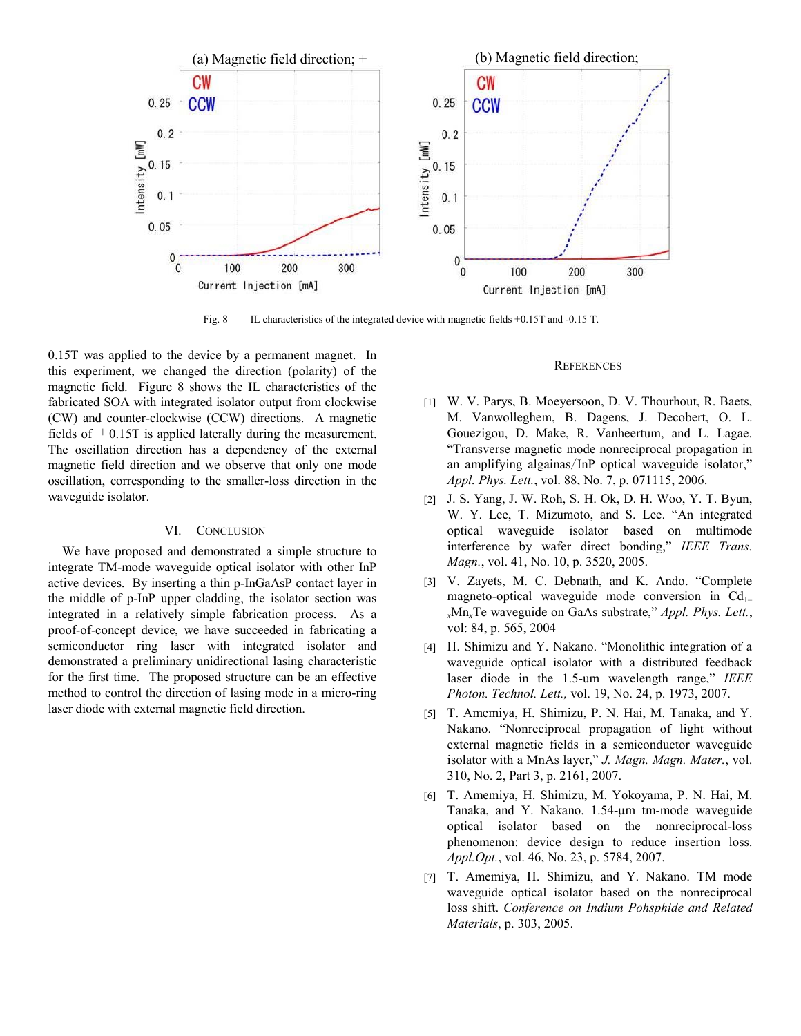(a) Magnetic field direction; +

CW
CCW

0.25
0.2
0.15
0.1
0.05
0

Intensity [mW]

0
100
200
300

Current Injection [mA]

(b) Magnetic field direction; −

CW
CCW

0.25
0.2
0.15
0.1
0.05
0

Intensity [mW]

0
100
200
300

Current Injection [mA]

Fig. 8 IL characteristics of the integrated device with magnetic fields +0.15T and -0.15 T.

0.15T was applied to the device by a permanent magnet. In this experiment, we changed the direction (polarity) of the magnetic field. Figure 8 shows the IL characteristics of the fabricated SOA with integrated isolator output from clockwise (CW) and counter-clockwise (CCW) directions. A magnetic fields of ±0.15T is applied laterally during the measurement. The oscillation direction has a dependency of the external magnetic field direction and we observe that only one mode oscillation, corresponding to the smaller-loss direction in the waveguide isolator.

## VI. Conclusion

We have proposed and demonstrated a simple structure to integrate TM-mode waveguide optical isolator with other InP active devices. By inserting a thin p-InGaAsP contact layer in the middle of p-InP upper cladding, the isolator section was integrated in a relatively simple fabrication process. As a proof-of-concept device, we have succeeded in fabricating a semiconductor ring laser with integrated isolator and demonstrated a preliminary unidirectional lasing characteristic for the first time. The proposed structure can be an effective method to control the direction of lasing mode in a micro-ring laser diode with external magnetic field direction.

## References

[1] W. V. Parys, B. Moeyersoon, D. V. Thourhout, R. Baets, M. Vanwolleghem, B. Dagens, J. Decobert, O. L. Gouezigou, D. Make, R. Vanheertum, and L. Lagae. "Transverse magnetic mode nonreciprocal propagation in an amplifying algainas/InP optical waveguide isolator," *Appl. Phys. Lett.*, vol. 88, No. 7, p. 071115, 2006.

[2] J. S. Yang, J. W. Roh, S. H. Ok, D. H. Woo, Y. T. Byun, W. Y. Lee, T. Mizumoto, and S. Lee. "An integrated optical waveguide isolator based on multimode interference by wafer direct bonding," *IEEE Trans. Magn.*, vol. 41, No. 10, p. 3520, 2005.

[3] V. Zayets, M. C. Debnath, and K. Ando. "Complete magneto-optical waveguide mode conversion in $Cd_{1-x}Mn_xTe$ waveguide on GaAs substrate," *Appl. Phys. Lett.*, vol: 84, p. 565, 2004

[4] H. Shimizu and Y. Nakano. "Monolithic integration of a waveguide optical isolator with a distributed feedback laser diode in the 1.5-um wavelength range," *IEEE Photon. Technol. Lett.,* vol. 19, No. 24, p. 1973, 2007.

[5] T. Amemiya, H. Shimizu, P. N. Hai, M. Tanaka, and Y. Nakano. "Nonreciprocal propagation of light without external magnetic fields in a semiconductor waveguide isolator with a MnAs layer," *J. Magn. Magn. Mater.*, vol. 310, No. 2, Part 3, p. 2161, 2007.

[6] T. Amemiya, H. Shimizu, M. Yokoyama, P. N. Hai, M. Tanaka, and Y. Nakano. 1.54-μm tm-mode waveguide optical isolator based on the nonreciprocal-loss phenomenon: device design to reduce insertion loss. *Appl.Opt.*, vol. 46, No. 23, p. 5784, 2007.

[7] T. Amemiya, H. Shimizu, and Y. Nakano. TM mode waveguide optical isolator based on the nonreciprocal loss shift. *Conference on Indium Pohsphide and Related Materials*, p. 303, 2005.